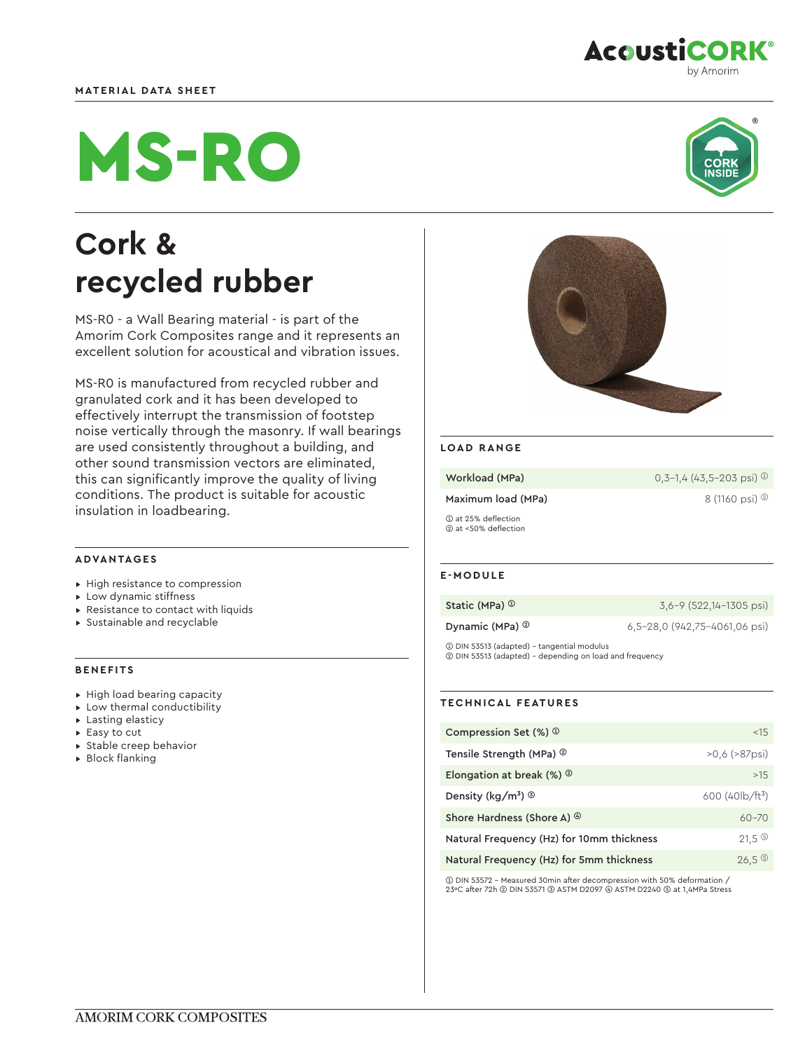MATERIAL DATA SHEET

# MS-RO

## Cork & recycled rubber

MS-R0 - a Wall Bearing material - is part of the Amorim Cork Composites range and it represents an excellent solution for acoustical and vibration issues.

MS-R0 is manufactured from recycled rubber and granulated cork and it has been developed to effectively interrupt the transmission of footstep noise vertically through the masonry. If wall bearings are used consistently throughout a building, and other sound transmission vectors are eliminated, this can significantly improve the quality of living conditions. The product is suitable for acoustic insulation in loadbearing.

### ADVANTAGES

- High resistance to compression
- Low dynamic stiffness
- Resistance to contact with liquids
- Sustainable and recyclable

### BENEFITS

- High load bearing capacity
- Low thermal conductibility
- Lasting elasticity
- Easy to cut
- Stable creep behavior
- Block flanking

### LOAD RANGE

| | |
|---|---|
| Workload (MPa) | 0,3–1,4 (43,5–203 psi) ① |
| Maximum load (MPa) | 8 (1160 psi) ② |

① at 25% deflection
② at <50% deflection

### E-MODULE

| | |
|---|---|
| Static (MPa) ① | 3,6–9 (522,14–1305 psi) |
| Dynamic (MPa) ② | 6,5–28,0 (942,75–4061,06 psi) |

① DIN 53513 (adapted) – tangential modulus
② DIN 53513 (adapted) – depending on load and frequency

### TECHNICAL FEATURES

| | |
|---|---|
| Compression Set (%) ① | <15 |
| Tensile Strength (MPa) ② | >0,6 (>87psi) |
| Elongation at break (%) ② | >15 |
| Density (kg/m³) ③ | 600 (40lb/ft³) |
| Shore Hardness (Shore A) ④ | 60–70 |
| Natural Frequency (Hz) for 10mm thickness | 21,5 ⑤ |
| Natural Frequency (Hz) for 5mm thickness | 26,5 ⑤ |

① DIN 53572 – Measured 30min after decompression with 50% deformation / 23ºC after 72h ② DIN 53571 ③ ASTM D2097 ④ ASTM D2240 ⑤ at 1,4MPa Stress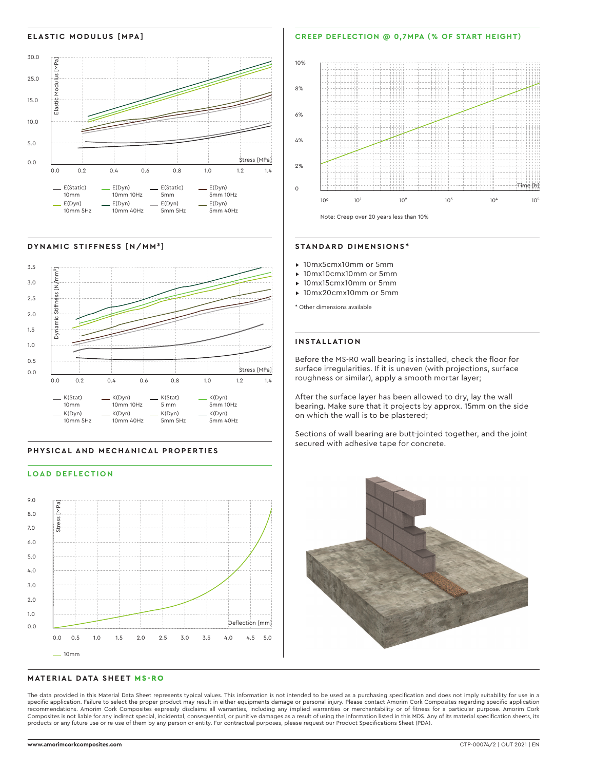## ELASTIC MODULUS [MPA]

30.0
25.0
15.0
10.0
5.0
0.0

Elastic Modulus [MPa]

0.0 0.2 0.4 0.6 0.8 1.0 1.2 1.4

Stress [MPa]

E(Static) 10mm
E(Dyn) 10mm 10Hz
E(Static) 5mm
E(Dyn) 5mm 10Hz
E(Dyn) 10mm 5Hz
E(Dyn) 10mm 40Hz
E(Dyn) 5mm 5Hz
E(Dyn) 5mm 40Hz

## DYNAMIC STIFFNESS [N/MM³]

3.5
3.0
2.5
2.0
1.5
1.0
0.5
0.0

Dynamic Stiffness [N/mm³]

0.0 0.2 0.4 0.6 0.8 1.0 1.2 1.4

Stress [MPa]

K(Stat) 10mm
K(Dyn) 10mm 10Hz
K(Stat) 5 mm
K(Dyn) 5mm 10Hz
K(Dyn) 10mm 5Hz
K(Dyn) 10mm 40Hz
K(Dyn) 5mm 5Hz
K(Dyn) 5mm 40Hz

## PHYSICAL AND MECHANICAL PROPERTIES

### LOAD DEFLECTION

9.0
8.0
7.0
6.0
5.0
4.0
3.0
2.0
1.0
0.0

Stress [MPa]

0.0 0.5 1.0 1.5 2.0 2.5 3.0 3.5 4.0 4.5 5.0

Deflection [mm]

10mm

## CREEP DEFLECTION @ 0,7MPA (% OF START HEIGHT)

10%
8%
6%
4%
2%
0

$10^0$ $10^1$ $10^2$ $10^3$ $10^4$ $10^5$

Time [h]

Note: Creep over 20 years less than 10%

## STANDARD DIMENSIONS*

- 10mx5cmx10mm or 5mm
- 10mx10cmx10mm or 5mm
- 10mx15cmx10mm or 5mm
- 10mx20cmx10mm or 5mm

* Other dimensions available

## INSTALLATION

Before the MS-R0 wall bearing is installed, check the floor for surface irregularities. If it is uneven (with projections, surface roughness or similar), apply a smooth mortar layer;

After the surface layer has been allowed to dry, lay the wall bearing. Make sure that it projects by approx. 15mm on the side on which the wall is to be plastered;

Sections of wall bearing are butt-jointed together, and the joint secured with adhesive tape for concrete.

## MATERIAL DATA SHEET MS-RO

The data provided in this Material Data Sheet represents typical values. This information is not intended to be used as a purchasing specification and does not imply suitability for use in a specific application. Failure to select the proper product may result in either equipments damage or personal injury. Please contact Amorim Cork Composites regarding specific application recommendations. Amorim Cork Composites expressly disclaims all warranties, including any implied warranties or merchantability or of fitness for a particular purpose. Amorim Cork Composites is not liable for any indirect special, incidental, consequential, or punitive damages as a result of using the information listed in this MDS. Any of its material specification sheets, its products or any future use or re-use of them by any person or entity. For contractual purposes, please request our Product Specifications Sheet (PDA).

www.amorimcorkcomposites.com

CTP-00074/2 | OUT 2021 | EN